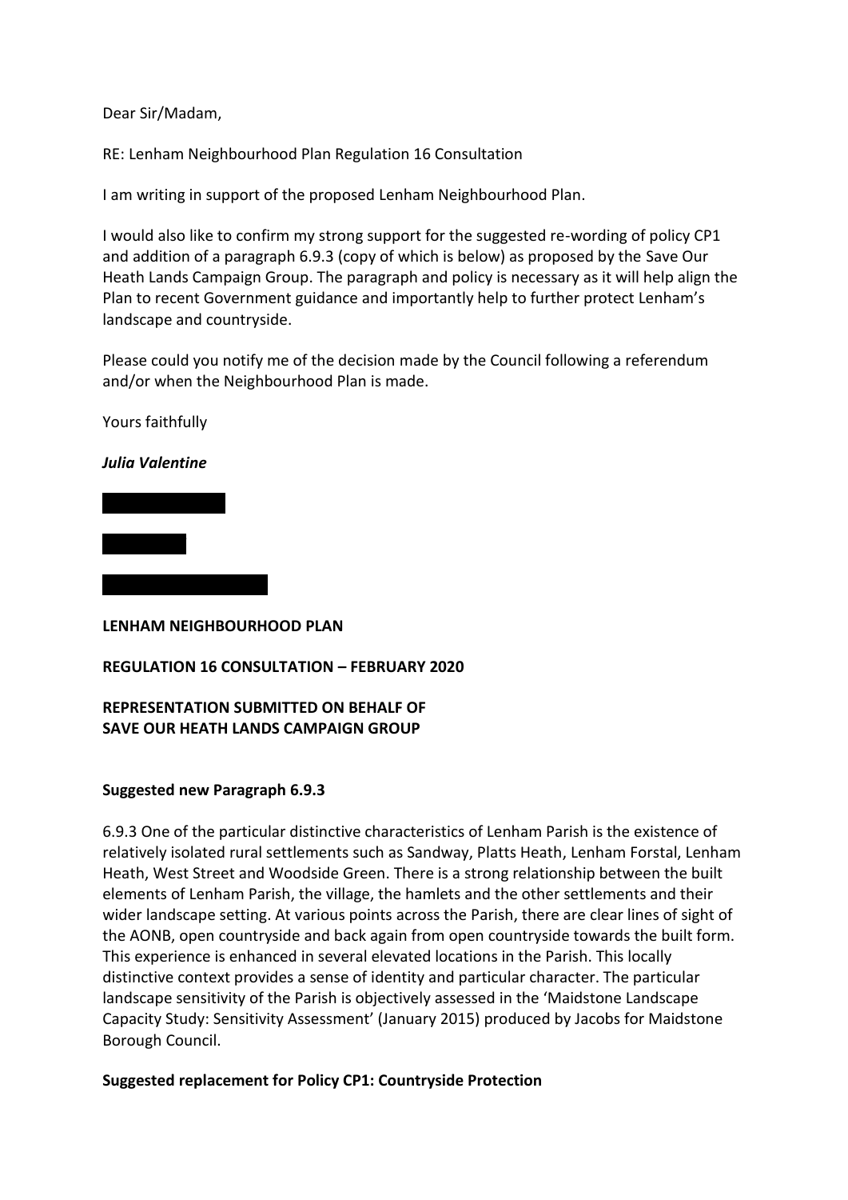Dear Sir/Madam,

RE: Lenham Neighbourhood Plan Regulation 16 Consultation

I am writing in support of the proposed Lenham Neighbourhood Plan.

I would also like to confirm my strong support for the suggested re-wording of policy CP1 and addition of a paragraph 6.9.3 (copy of which is below) as proposed by the Save Our Heath Lands Campaign Group. The paragraph and policy is necessary as it will help align the Plan to recent Government guidance and importantly help to further protect Lenham's landscape and countryside.

Please could you notify me of the decision made by the Council following a referendum and/or when the Neighbourhood Plan is made.

Yours faithfully

***Julia Valentine***

**LENHAM NEIGHBOURHOOD PLAN**

**REGULATION 16 CONSULTATION – FEBRUARY 2020**

**REPRESENTATION SUBMITTED ON BEHALF OF SAVE OUR HEATH LANDS CAMPAIGN GROUP**

**Suggested new Paragraph 6.9.3**

6.9.3 One of the particular distinctive characteristics of Lenham Parish is the existence of relatively isolated rural settlements such as Sandway, Platts Heath, Lenham Forstal, Lenham Heath, West Street and Woodside Green. There is a strong relationship between the built elements of Lenham Parish, the village, the hamlets and the other settlements and their wider landscape setting. At various points across the Parish, there are clear lines of sight of the AONB, open countryside and back again from open countryside towards the built form. This experience is enhanced in several elevated locations in the Parish. This locally distinctive context provides a sense of identity and particular character. The particular landscape sensitivity of the Parish is objectively assessed in the 'Maidstone Landscape Capacity Study: Sensitivity Assessment' (January 2015) produced by Jacobs for Maidstone Borough Council.

**Suggested replacement for Policy CP1: Countryside Protection**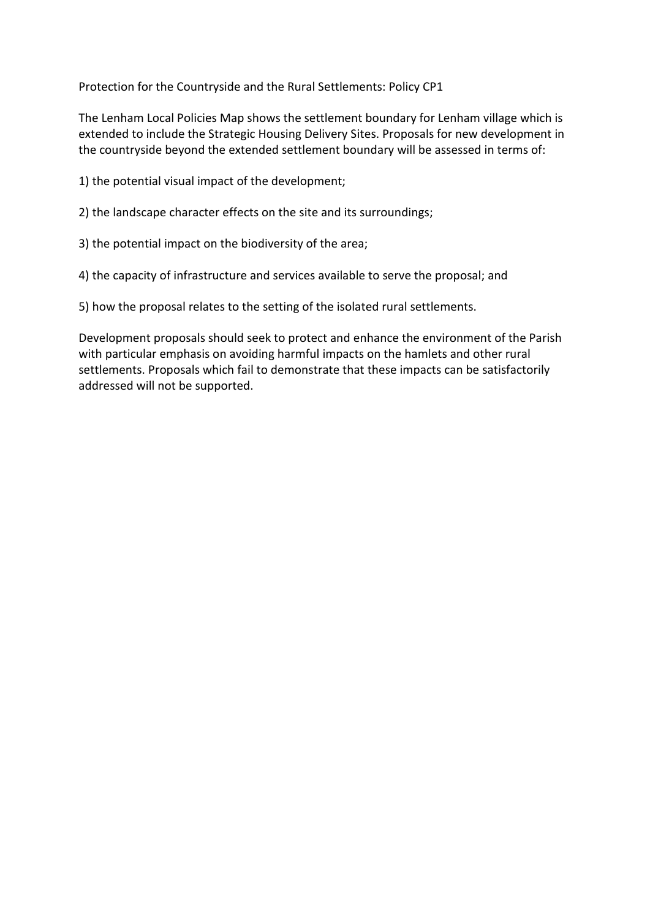Protection for the Countryside and the Rural Settlements: Policy CP1

The Lenham Local Policies Map shows the settlement boundary for Lenham village which is extended to include the Strategic Housing Delivery Sites. Proposals for new development in the countryside beyond the extended settlement boundary will be assessed in terms of:

1) the potential visual impact of the development;

2) the landscape character effects on the site and its surroundings;

3) the potential impact on the biodiversity of the area;

4) the capacity of infrastructure and services available to serve the proposal; and

5) how the proposal relates to the setting of the isolated rural settlements.

Development proposals should seek to protect and enhance the environment of the Parish with particular emphasis on avoiding harmful impacts on the hamlets and other rural settlements. Proposals which fail to demonstrate that these impacts can be satisfactorily addressed will not be supported.